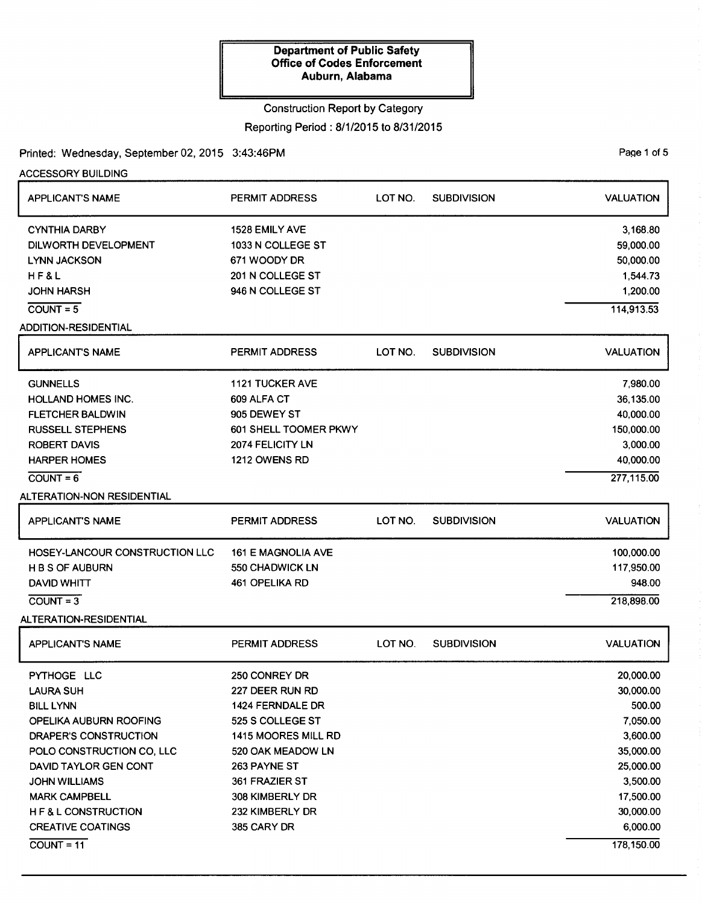**Department of Public Safety**
**Office of Codes Enforcement**
**Auburn, Alabama**

Construction Report by Category

Reporting Period : 8/1/2015 to 8/31/2015

Printed: Wednesday, September 02, 2015 3:43:46PM

## ACCESSORY BUILDING

| APPLICANT'S NAME | PERMIT ADDRESS | LOT NO. | SUBDIVISION | VALUATION |
|---|---|---|---|---|
| CYNTHIA DARBY | 1528 EMILY AVE | | | 3,168.80 |
| DILWORTH DEVELOPMENT | 1033 N COLLEGE ST | | | 59,000.00 |
| LYNN JACKSON | 671 WOODY DR | | | 50,000.00 |
| H F & L | 201 N COLLEGE ST | | | 1,544.73 |
| JOHN HARSH | 946 N COLLEGE ST | | | 1,200.00 |
| COUNT = 5 | | | | 114,913.53 |

## ADDITION-RESIDENTIAL

| APPLICANT'S NAME | PERMIT ADDRESS | LOT NO. | SUBDIVISION | VALUATION |
|---|---|---|---|---|
| GUNNELLS | 1121 TUCKER AVE | | | 7,980.00 |
| HOLLAND HOMES INC. | 609 ALFA CT | | | 36,135.00 |
| FLETCHER BALDWIN | 905 DEWEY ST | | | 40,000.00 |
| RUSSELL STEPHENS | 601 SHELL TOOMER PKWY | | | 150,000.00 |
| ROBERT DAVIS | 2074 FELICITY LN | | | 3,000.00 |
| HARPER HOMES | 1212 OWENS RD | | | 40,000.00 |
| COUNT = 6 | | | | 277,115.00 |

## ALTERATION-NON RESIDENTIAL

| APPLICANT'S NAME | PERMIT ADDRESS | LOT NO. | SUBDIVISION | VALUATION |
|---|---|---|---|---|
| HOSEY-LANCOUR CONSTRUCTION LLC | 161 E MAGNOLIA AVE | | | 100,000.00 |
| H B S OF AUBURN | 550 CHADWICK LN | | | 117,950.00 |
| DAVID WHITT | 461 OPELIKA RD | | | 948.00 |
| COUNT = 3 | | | | 218,898.00 |

## ALTERATION-RESIDENTIAL

| APPLICANT'S NAME | PERMIT ADDRESS | LOT NO. | SUBDIVISION | VALUATION |
|---|---|---|---|---|
| PYTHOGE LLC | 250 CONREY DR | | | 20,000.00 |
| LAURA SUH | 227 DEER RUN RD | | | 30,000.00 |
| BILL LYNN | 1424 FERNDALE DR | | | 500.00 |
| OPELIKA AUBURN ROOFING | 525 S COLLEGE ST | | | 7,050.00 |
| DRAPER'S CONSTRUCTION | 1415 MOORES MILL RD | | | 3,600.00 |
| POLO CONSTRUCTION CO, LLC | 520 OAK MEADOW LN | | | 35,000.00 |
| DAVID TAYLOR GEN CONT | 263 PAYNE ST | | | 25,000.00 |
| JOHN WILLIAMS | 361 FRAZIER ST | | | 3,500.00 |
| MARK CAMPBELL | 308 KIMBERLY DR | | | 17,500.00 |
| H F & L CONSTRUCTION | 232 KIMBERLY DR | | | 30,000.00 |
| CREATIVE COATINGS | 385 CARY DR | | | 6,000.00 |
| COUNT = 11 | | | | 178,150.00 |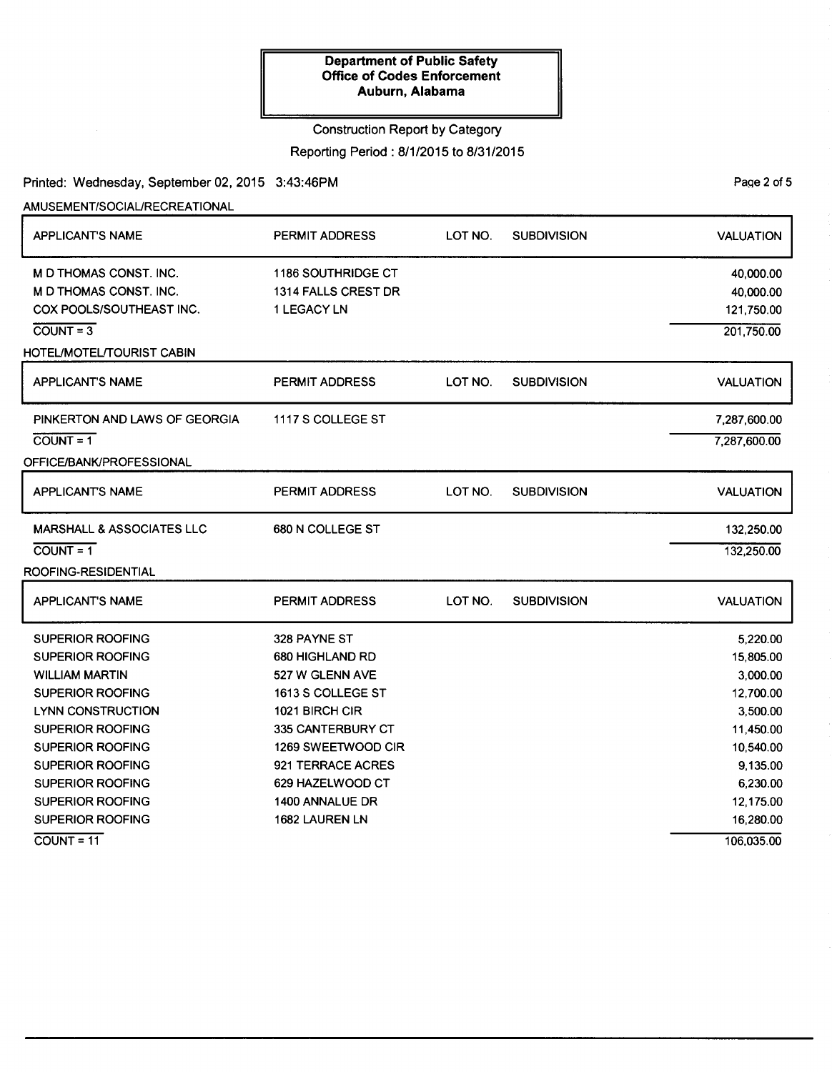**Department of Public Safety**
**Office of Codes Enforcement**
**Auburn, Alabama**

Construction Report by Category

Reporting Period : 8/1/2015 to 8/31/2015

Printed: Wednesday, September 02, 2015 3:43:46PM

AMUSEMENT/SOCIAL/RECREATIONAL

| APPLICANT'S NAME | PERMIT ADDRESS | LOT NO. | SUBDIVISION | VALUATION |
|---|---|---|---|---|
| M D THOMAS CONST. INC. | 1186 SOUTHRIDGE CT | | | 40,000.00 |
| M D THOMAS CONST. INC. | 1314 FALLS CREST DR | | | 40,000.00 |
| COX POOLS/SOUTHEAST INC. | 1 LEGACY LN | | | 121,750.00 |
| COUNT = 3 | | | | 201,750.00 |

HOTEL/MOTEL/TOURIST CABIN

| APPLICANT'S NAME | PERMIT ADDRESS | LOT NO. | SUBDIVISION | VALUATION |
|---|---|---|---|---|
| PINKERTON AND LAWS OF GEORGIA | 1117 S COLLEGE ST | | | 7,287,600.00 |
| COUNT = 1 | | | | 7,287,600.00 |

OFFICE/BANK/PROFESSIONAL

| APPLICANT'S NAME | PERMIT ADDRESS | LOT NO. | SUBDIVISION | VALUATION |
|---|---|---|---|---|
| MARSHALL & ASSOCIATES LLC | 680 N COLLEGE ST | | | 132,250.00 |
| COUNT = 1 | | | | 132,250.00 |

ROOFING-RESIDENTIAL

| APPLICANT'S NAME | PERMIT ADDRESS | LOT NO. | SUBDIVISION | VALUATION |
|---|---|---|---|---|
| SUPERIOR ROOFING | 328 PAYNE ST | | | 5,220.00 |
| SUPERIOR ROOFING | 680 HIGHLAND RD | | | 15,805.00 |
| WILLIAM MARTIN | 527 W GLENN AVE | | | 3,000.00 |
| SUPERIOR ROOFING | 1613 S COLLEGE ST | | | 12,700.00 |
| LYNN CONSTRUCTION | 1021 BIRCH CIR | | | 3,500.00 |
| SUPERIOR ROOFING | 335 CANTERBURY CT | | | 11,450.00 |
| SUPERIOR ROOFING | 1269 SWEETWOOD CIR | | | 10,540.00 |
| SUPERIOR ROOFING | 921 TERRACE ACRES | | | 9,135.00 |
| SUPERIOR ROOFING | 629 HAZELWOOD CT | | | 6,230.00 |
| SUPERIOR ROOFING | 1400 ANNALUE DR | | | 12,175.00 |
| SUPERIOR ROOFING | 1682 LAUREN LN | | | 16,280.00 |
| COUNT = 11 | | | | 106,035.00 |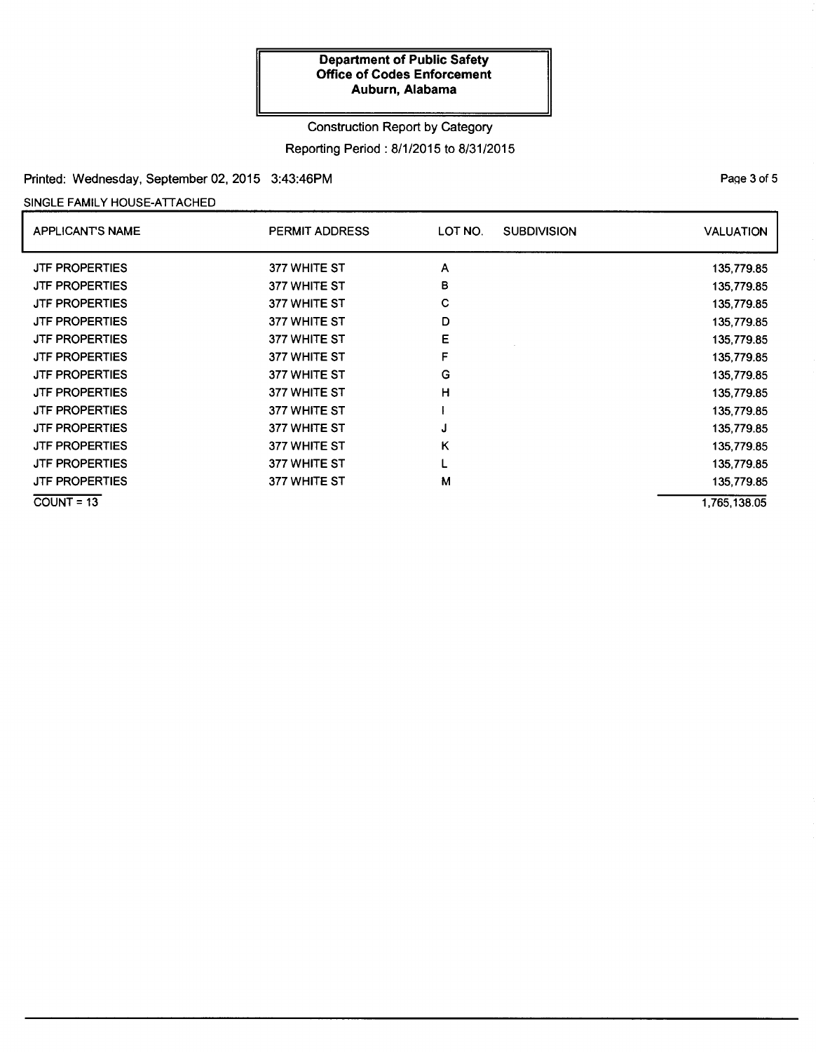**Department of Public Safety**
**Office of Codes Enforcement**
**Auburn, Alabama**

Construction Report by Category

Reporting Period : 8/1/2015 to 8/31/2015

Printed: Wednesday, September 02, 2015 3:43:46PM

SINGLE FAMILY HOUSE-ATTACHED

| APPLICANT'S NAME | PERMIT ADDRESS | LOT NO. | SUBDIVISION | VALUATION |
| --- | --- | --- | --- | --- |
| JTF PROPERTIES | 377 WHITE ST | A | | 135,779.85 |
| JTF PROPERTIES | 377 WHITE ST | B | | 135,779.85 |
| JTF PROPERTIES | 377 WHITE ST | C | | 135,779.85 |
| JTF PROPERTIES | 377 WHITE ST | D | | 135,779.85 |
| JTF PROPERTIES | 377 WHITE ST | E | | 135,779.85 |
| JTF PROPERTIES | 377 WHITE ST | F | | 135,779.85 |
| JTF PROPERTIES | 377 WHITE ST | G | | 135,779.85 |
| JTF PROPERTIES | 377 WHITE ST | H | | 135,779.85 |
| JTF PROPERTIES | 377 WHITE ST | I | | 135,779.85 |
| JTF PROPERTIES | 377 WHITE ST | J | | 135,779.85 |
| JTF PROPERTIES | 377 WHITE ST | K | | 135,779.85 |
| JTF PROPERTIES | 377 WHITE ST | L | | 135,779.85 |
| JTF PROPERTIES | 377 WHITE ST | M | | 135,779.85 |
| COUNT = 13 | | | | 1,765,138.05 |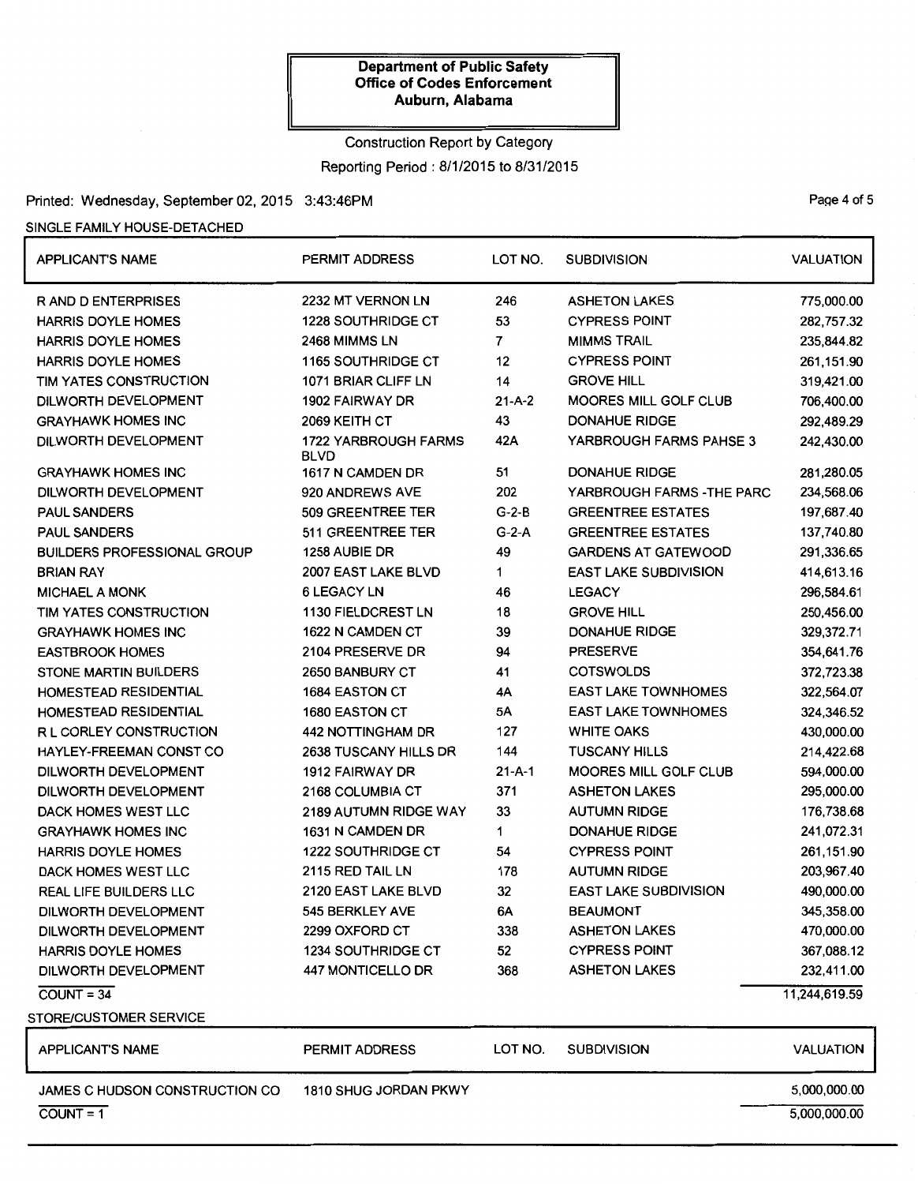**Department of Public Safety**
**Office of Codes Enforcement**
**Auburn, Alabama**

Construction Report by Category

Reporting Period : 8/1/2015 to 8/31/2015

Printed: Wednesday, September 02, 2015 3:43:46PM

SINGLE FAMILY HOUSE-DETACHED

| APPLICANT'S NAME | PERMIT ADDRESS | LOT NO. | SUBDIVISION | VALUATION |
|---|---|---|---|---|
| R AND D ENTERPRISES | 2232 MT VERNON LN | 246 | ASHETON LAKES | 775,000.00 |
| HARRIS DOYLE HOMES | 1228 SOUTHRIDGE CT | 53 | CYPRESS POINT | 282,757.32 |
| HARRIS DOYLE HOMES | 2468 MIMMS LN | 7 | MIMMS TRAIL | 235,844.82 |
| HARRIS DOYLE HOMES | 1165 SOUTHRIDGE CT | 12 | CYPRESS POINT | 261,151.90 |
| TIM YATES CONSTRUCTION | 1071 BRIAR CLIFF LN | 14 | GROVE HILL | 319,421.00 |
| DILWORTH DEVELOPMENT | 1902 FAIRWAY DR | 21-A-2 | MOORES MILL GOLF CLUB | 706,400.00 |
| GRAYHAWK HOMES INC | 2069 KEITH CT | 43 | DONAHUE RIDGE | 292,489.29 |
| DILWORTH DEVELOPMENT | 1722 YARBROUGH FARMS BLVD | 42A | YARBROUGH FARMS PAHSE 3 | 242,430.00 |
| GRAYHAWK HOMES INC | 1617 N CAMDEN DR | 51 | DONAHUE RIDGE | 281,280.05 |
| DILWORTH DEVELOPMENT | 920 ANDREWS AVE | 202 | YARBROUGH FARMS -THE PARC | 234,568.06 |
| PAUL SANDERS | 509 GREENTREE TER | G-2-B | GREENTREE ESTATES | 197,687.40 |
| PAUL SANDERS | 511 GREENTREE TER | G-2-A | GREENTREE ESTATES | 137,740.80 |
| BUILDERS PROFESSIONAL GROUP | 1258 AUBIE DR | 49 | GARDENS AT GATEWOOD | 291,336.65 |
| BRIAN RAY | 2007 EAST LAKE BLVD | 1 | EAST LAKE SUBDIVISION | 414,613.16 |
| MICHAEL A MONK | 6 LEGACY LN | 46 | LEGACY | 296,584.61 |
| TIM YATES CONSTRUCTION | 1130 FIELDCREST LN | 18 | GROVE HILL | 250,456.00 |
| GRAYHAWK HOMES INC | 1622 N CAMDEN CT | 39 | DONAHUE RIDGE | 329,372.71 |
| EASTBROOK HOMES | 2104 PRESERVE DR | 94 | PRESERVE | 354,641.76 |
| STONE MARTIN BUILDERS | 2650 BANBURY CT | 41 | COTSWOLDS | 372,723.38 |
| HOMESTEAD RESIDENTIAL | 1684 EASTON CT | 4A | EAST LAKE TOWNHOMES | 322,564.07 |
| HOMESTEAD RESIDENTIAL | 1680 EASTON CT | 5A | EAST LAKE TOWNHOMES | 324,346.52 |
| R L CORLEY CONSTRUCTION | 442 NOTTINGHAM DR | 127 | WHITE OAKS | 430,000.00 |
| HAYLEY-FREEMAN CONST CO | 2638 TUSCANY HILLS DR | 144 | TUSCANY HILLS | 214,422.68 |
| DILWORTH DEVELOPMENT | 1912 FAIRWAY DR | 21-A-1 | MOORES MILL GOLF CLUB | 594,000.00 |
| DILWORTH DEVELOPMENT | 2168 COLUMBIA CT | 371 | ASHETON LAKES | 295,000.00 |
| DACK HOMES WEST LLC | 2189 AUTUMN RIDGE WAY | 33 | AUTUMN RIDGE | 176,738.68 |
| GRAYHAWK HOMES INC | 1631 N CAMDEN DR | 1 | DONAHUE RIDGE | 241,072.31 |
| HARRIS DOYLE HOMES | 1222 SOUTHRIDGE CT | 54 | CYPRESS POINT | 261,151.90 |
| DACK HOMES WEST LLC | 2115 RED TAIL LN | 178 | AUTUMN RIDGE | 203,967.40 |
| REAL LIFE BUILDERS LLC | 2120 EAST LAKE BLVD | 32 | EAST LAKE SUBDIVISION | 490,000.00 |
| DILWORTH DEVELOPMENT | 545 BERKLEY AVE | 6A | BEAUMONT | 345,358.00 |
| DILWORTH DEVELOPMENT | 2299 OXFORD CT | 338 | ASHETON LAKES | 470,000.00 |
| HARRIS DOYLE HOMES | 1234 SOUTHRIDGE CT | 52 | CYPRESS POINT | 367,088.12 |
| DILWORTH DEVELOPMENT | 447 MONTICELLO DR | 368 | ASHETON LAKES | 232,411.00 |
| COUNT = 34 | | | | 11,244,619.59 |

STORE/CUSTOMER SERVICE

| APPLICANT'S NAME | PERMIT ADDRESS | LOT NO. | SUBDIVISION | VALUATION |
|---|---|---|---|---|
| JAMES C HUDSON CONSTRUCTION CO | 1810 SHUG JORDAN PKWY | | | 5,000,000.00 |
| COUNT = 1 | | | | 5,000,000.00 |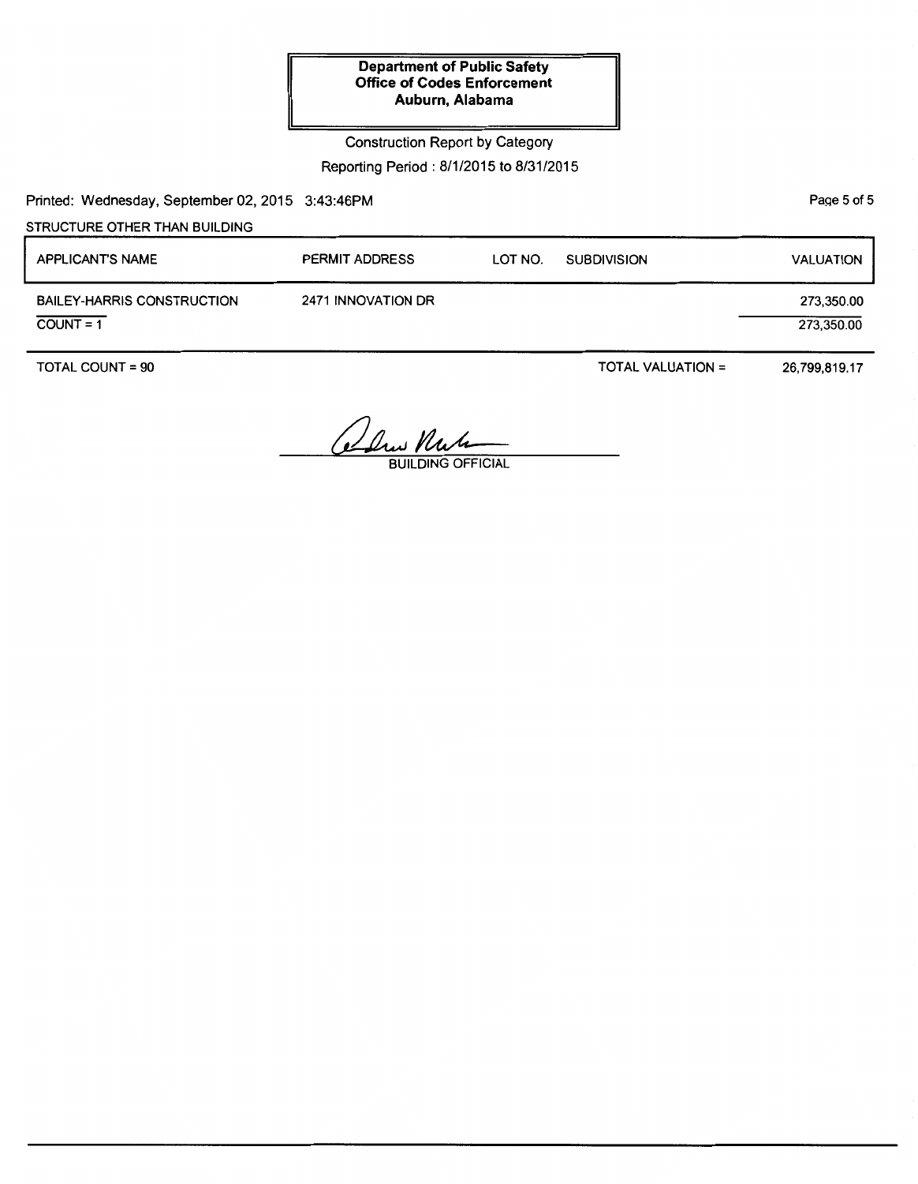**Department of Public Safety**
**Office of Codes Enforcement**
**Auburn, Alabama**

Construction Report by Category

Reporting Period : 8/1/2015 to 8/31/2015

Printed: Wednesday, September 02, 2015 3:43:46PM

STRUCTURE OTHER THAN BUILDING

| APPLICANT'S NAME | PERMIT ADDRESS | LOT NO. | SUBDIVISION | VALUATION |
|---|---|---|---|---|
| BAILEY-HARRIS CONSTRUCTION | 2471 INNOVATION DR | | | 273,350.00 |
| COUNT = 1 | | | | 273,350.00 |

TOTAL COUNT = 90 TOTAL VALUATION = 26,799,819.17

BUILDING OFFICIAL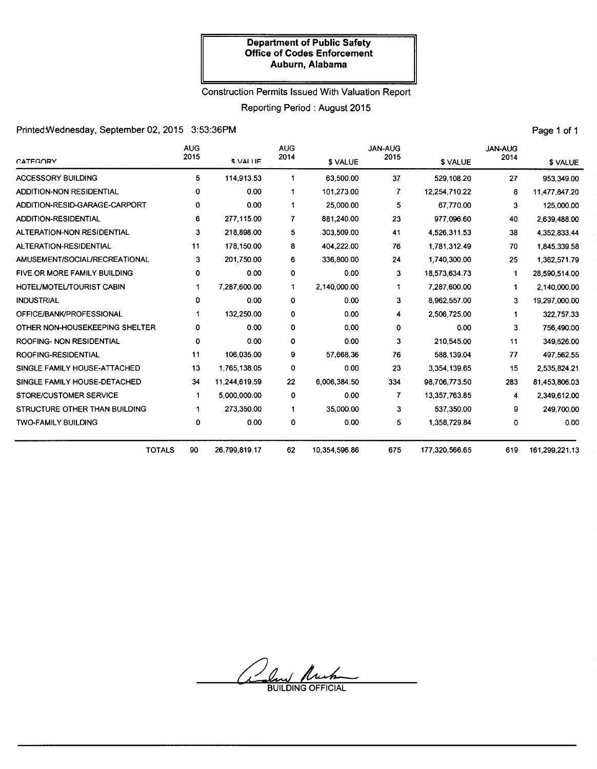**Department of Public Safety**
**Office of Codes Enforcement**
**Auburn, Alabama**

Construction Permits Issued With Valuation Report

Reporting Period : August 2015

Printed Wednesday, September 02, 2015 3:53:36PM

| CATEGORY | AUG 2015 | $ VALUE | AUG 2014 | $ VALUE | JAN-AUG 2015 | $ VALUE | JAN-AUG 2014 | $ VALUE |
|---|---|---|---|---|---|---|---|---|
| ACCESSORY BUILDING | 5 | 114,913.53 | 1 | 63,500.00 | 37 | 529,108.20 | 27 | 953,349.00 |
| ADDITION-NON RESIDENTIAL | 0 | 0.00 | 1 | 101,273.00 | 7 | 12,254,710.22 | 8 | 11,477,847.20 |
| ADDITION-RESID-GARAGE-CARPORT | 0 | 0.00 | 1 | 25,000.00 | 5 | 67,770.00 | 3 | 125,000.00 |
| ADDITION-RESIDENTIAL | 6 | 277,115.00 | 7 | 881,240.00 | 23 | 977,096.60 | 40 | 2,639,488.00 |
| ALTERATION-NON RESIDENTIAL | 3 | 218,898.00 | 5 | 303,509.00 | 41 | 4,526,311.53 | 38 | 4,352,833.44 |
| ALTERATION-RESIDENTIAL | 11 | 178,150.00 | 8 | 404,222.00 | 76 | 1,781,312.49 | 70 | 1,845,339.58 |
| AMUSEMENT/SOCIAL/RECREATIONAL | 3 | 201,750.00 | 6 | 336,800.00 | 24 | 1,740,300.00 | 25 | 1,362,571.79 |
| FIVE OR MORE FAMILY BUILDING | 0 | 0.00 | 0 | 0.00 | 3 | 18,573,634.73 | 1 | 28,590,514.00 |
| HOTEL/MOTEL/TOURIST CABIN | 1 | 7,287,600.00 | 1 | 2,140,000.00 | 1 | 7,287,600.00 | 1 | 2,140,000.00 |
| INDUSTRIAL | 0 | 0.00 | 0 | 0.00 | 3 | 8,962,557.00 | 3 | 19,297,000.00 |
| OFFICE/BANK/PROFESSIONAL | 1 | 132,250.00 | 0 | 0.00 | 4 | 2,506,725.00 | 1 | 322,757.33 |
| OTHER NON-HOUSEKEEPING SHELTER | 0 | 0.00 | 0 | 0.00 | 0 | 0.00 | 3 | 756,490.00 |
| ROOFING- NON RESIDENTIAL | 0 | 0.00 | 0 | 0.00 | 3 | 210,545.00 | 11 | 349,526.00 |
| ROOFING-RESIDENTIAL | 11 | 106,035.00 | 9 | 57,668.36 | 76 | 588,139.04 | 77 | 497,562.55 |
| SINGLE FAMILY HOUSE-ATTACHED | 13 | 1,765,138.05 | 0 | 0.00 | 23 | 3,354,139.65 | 15 | 2,535,824.21 |
| SINGLE FAMILY HOUSE-DETACHED | 34 | 11,244,619.59 | 22 | 6,006,384.50 | 334 | 98,706,773.50 | 283 | 81,453,806.03 |
| STORE/CUSTOMER SERVICE | 1 | 5,000,000.00 | 0 | 0.00 | 7 | 13,357,763.85 | 4 | 2,349,612.00 |
| STRUCTURE OTHER THAN BUILDING | 1 | 273,350.00 | 1 | 35,000.00 | 3 | 537,350.00 | 9 | 249,700.00 |
| TWO-FAMILY BUILDING | 0 | 0.00 | 0 | 0.00 | 5 | 1,358,729.84 | 0 | 0.00 |
| TOTALS | 90 | 26,799,819.17 | 62 | 10,354,596.86 | 675 | 177,320,566.65 | 619 | 161,299,221.13 |

BUILDING OFFICIAL